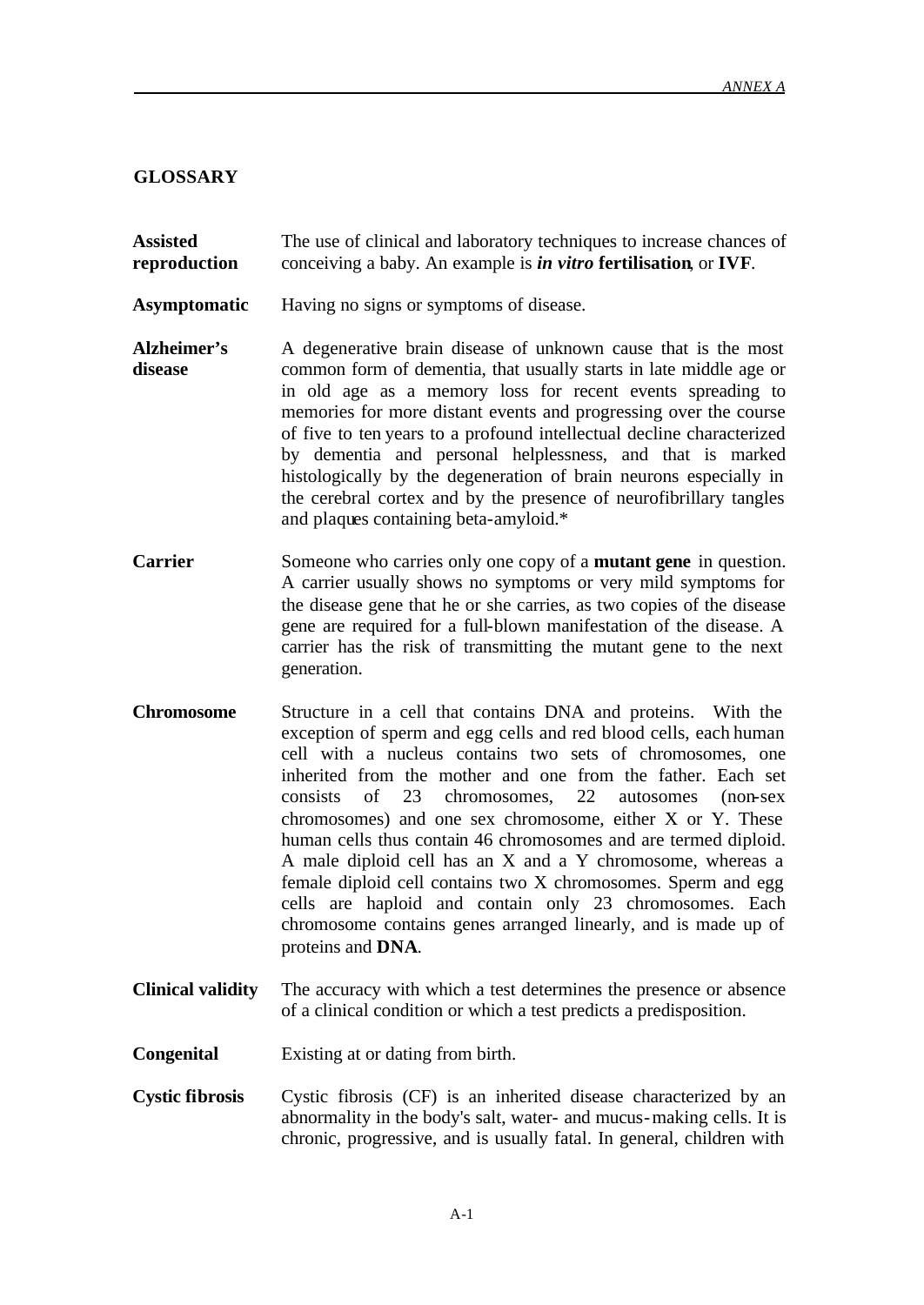## GLOSSARY

**Assisted reproduction** The use of clinical and laboratory techniques to increase chances of conceiving a baby. An example is ***in vitro* fertilisation**, or **IVF**.

**Asymptomatic** Having no signs or symptoms of disease.

**Alzheimer's disease** A degenerative brain disease of unknown cause that is the most common form of dementia, that usually starts in late middle age or in old age as a memory loss for recent events spreading to memories for more distant events and progressing over the course of five to ten years to a profound intellectual decline characterized by dementia and personal helplessness, and that is marked histologically by the degeneration of brain neurons especially in the cerebral cortex and by the presence of neurofibrillary tangles and plaques containing beta-amyloid.*

**Carrier** Someone who carries only one copy of a **mutant gene** in question. A carrier usually shows no symptoms or very mild symptoms for the disease gene that he or she carries, as two copies of the disease gene are required for a full-blown manifestation of the disease. A carrier has the risk of transmitting the mutant gene to the next generation.

**Chromosome** Structure in a cell that contains DNA and proteins. With the exception of sperm and egg cells and red blood cells, each human cell with a nucleus contains two sets of chromosomes, one inherited from the mother and one from the father. Each set consists of 23 chromosomes, 22 autosomes (non-sex chromosomes) and one sex chromosome, either X or Y. These human cells thus contain 46 chromosomes and are termed diploid. A male diploid cell has an X and a Y chromosome, whereas a female diploid cell contains two X chromosomes. Sperm and egg cells are haploid and contain only 23 chromosomes. Each chromosome contains genes arranged linearly, and is made up of proteins and **DNA**.

**Clinical validity** The accuracy with which a test determines the presence or absence of a clinical condition or which a test predicts a predisposition.

**Congenital** Existing at or dating from birth.

**Cystic fibrosis** Cystic fibrosis (CF) is an inherited disease characterized by an abnormality in the body's salt, water- and mucus-making cells. It is chronic, progressive, and is usually fatal. In general, children with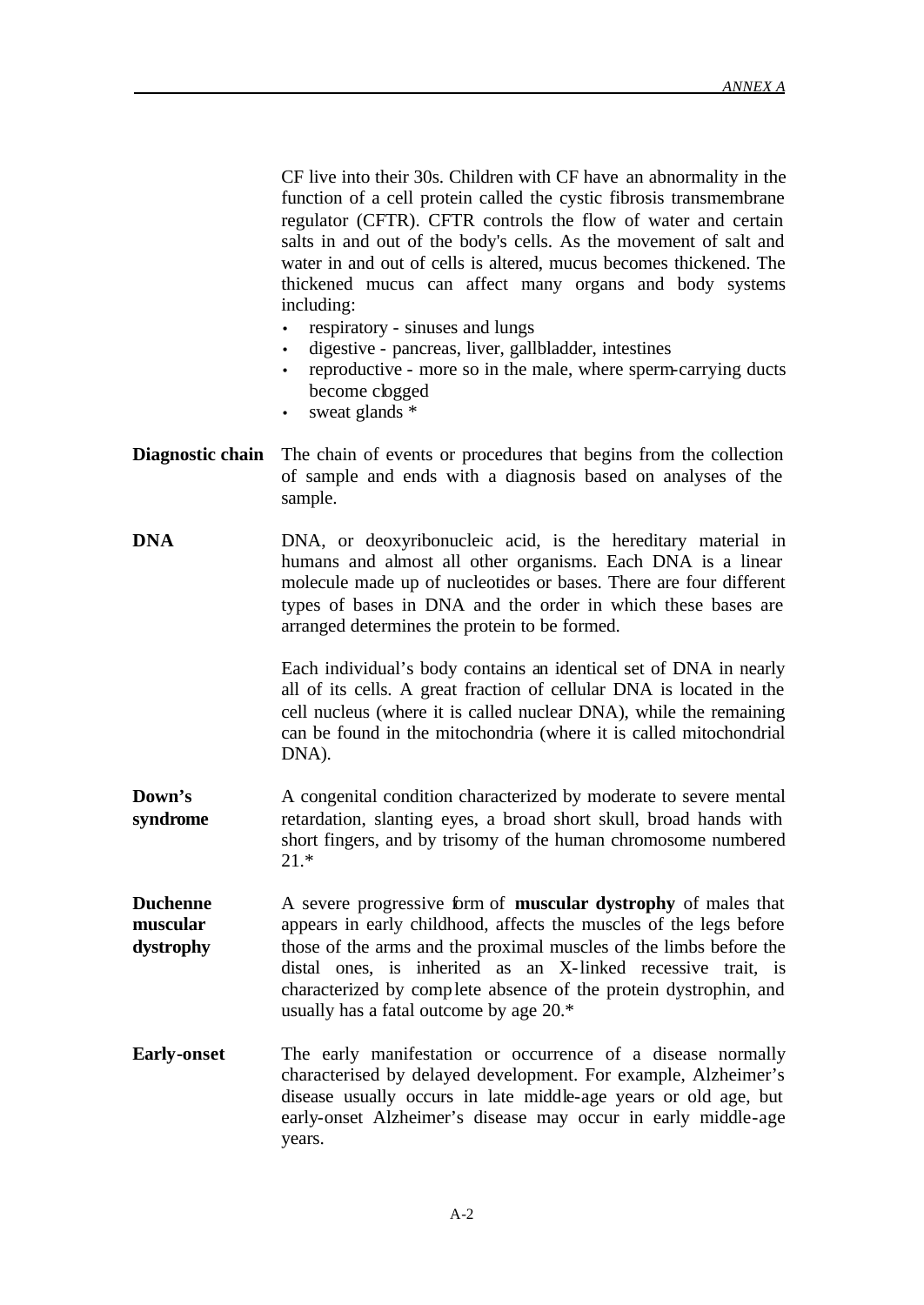CF live into their 30s. Children with CF have an abnormality in the function of a cell protein called the cystic fibrosis transmembrane regulator (CFTR). CFTR controls the flow of water and certain salts in and out of the body's cells. As the movement of salt and water in and out of cells is altered, mucus becomes thickened. The thickened mucus can affect many organs and body systems including:

- respiratory - sinuses and lungs
- digestive - pancreas, liver, gallbladder, intestines
- reproductive - more so in the male, where sperm-carrying ducts become clogged
- sweat glands *

**Diagnostic chain** The chain of events or procedures that begins from the collection of sample and ends with a diagnosis based on analyses of the sample.

**DNA** DNA, or deoxyribonucleic acid, is the hereditary material in humans and almost all other organisms. Each DNA is a linear molecule made up of nucleotides or bases. There are four different types of bases in DNA and the order in which these bases are arranged determines the protein to be formed.

Each individual's body contains an identical set of DNA in nearly all of its cells. A great fraction of cellular DNA is located in the cell nucleus (where it is called nuclear DNA), while the remaining can be found in the mitochondria (where it is called mitochondrial DNA).

**Down's syndrome** A congenital condition characterized by moderate to severe mental retardation, slanting eyes, a broad short skull, broad hands with short fingers, and by trisomy of the human chromosome numbered 21.*

**Duchenne muscular dystrophy** A severe progressive form of **muscular dystrophy** of males that appears in early childhood, affects the muscles of the legs before those of the arms and the proximal muscles of the limbs before the distal ones, is inherited as an X-linked recessive trait, is characterized by complete absence of the protein dystrophin, and usually has a fatal outcome by age 20.*

**Early-onset** The early manifestation or occurrence of a disease normally characterised by delayed development. For example, Alzheimer's disease usually occurs in late middle-age years or old age, but early-onset Alzheimer's disease may occur in early middle-age years.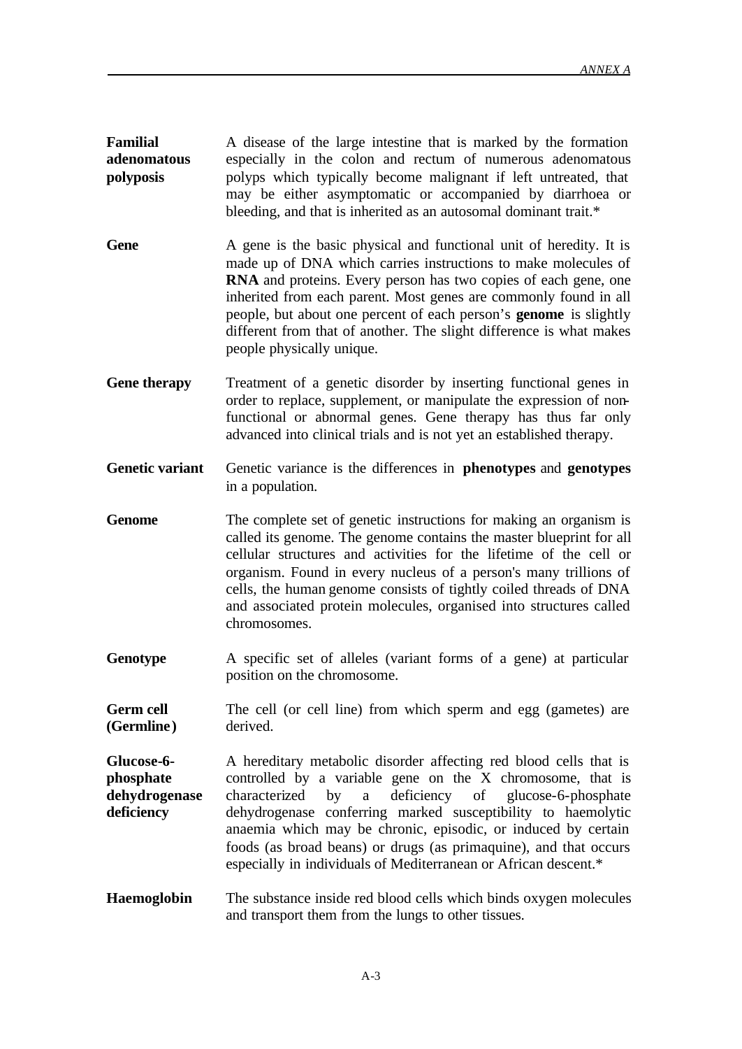**Familial adenomatous polyposis** A disease of the large intestine that is marked by the formation especially in the colon and rectum of numerous adenomatous polyps which typically become malignant if left untreated, that may be either asymptomatic or accompanied by diarrhoea or bleeding, and that is inherited as an autosomal dominant trait.*

**Gene** A gene is the basic physical and functional unit of heredity. It is made up of DNA which carries instructions to make molecules of **RNA** and proteins. Every person has two copies of each gene, one inherited from each parent. Most genes are commonly found in all people, but about one percent of each person's **genome** is slightly different from that of another. The slight difference is what makes people physically unique.

**Gene therapy** Treatment of a genetic disorder by inserting functional genes in order to replace, supplement, or manipulate the expression of non-functional or abnormal genes. Gene therapy has thus far only advanced into clinical trials and is not yet an established therapy.

**Genetic variant** Genetic variance is the differences in **phenotypes** and **genotypes** in a population.

**Genome** The complete set of genetic instructions for making an organism is called its genome. The genome contains the master blueprint for all cellular structures and activities for the lifetime of the cell or organism. Found in every nucleus of a person's many trillions of cells, the human genome consists of tightly coiled threads of DNA and associated protein molecules, organised into structures called chromosomes.

**Genotype** A specific set of alleles (variant forms of a gene) at particular position on the chromosome.

**Germ cell (Germline)** The cell (or cell line) from which sperm and egg (gametes) are derived.

**Glucose-6-phosphate dehydrogenase deficiency** A hereditary metabolic disorder affecting red blood cells that is controlled by a variable gene on the X chromosome, that is characterized by a deficiency of glucose-6-phosphate dehydrogenase conferring marked susceptibility to haemolytic anaemia which may be chronic, episodic, or induced by certain foods (as broad beans) or drugs (as primaquine), and that occurs especially in individuals of Mediterranean or African descent.*

**Haemoglobin** The substance inside red blood cells which binds oxygen molecules and transport them from the lungs to other tissues.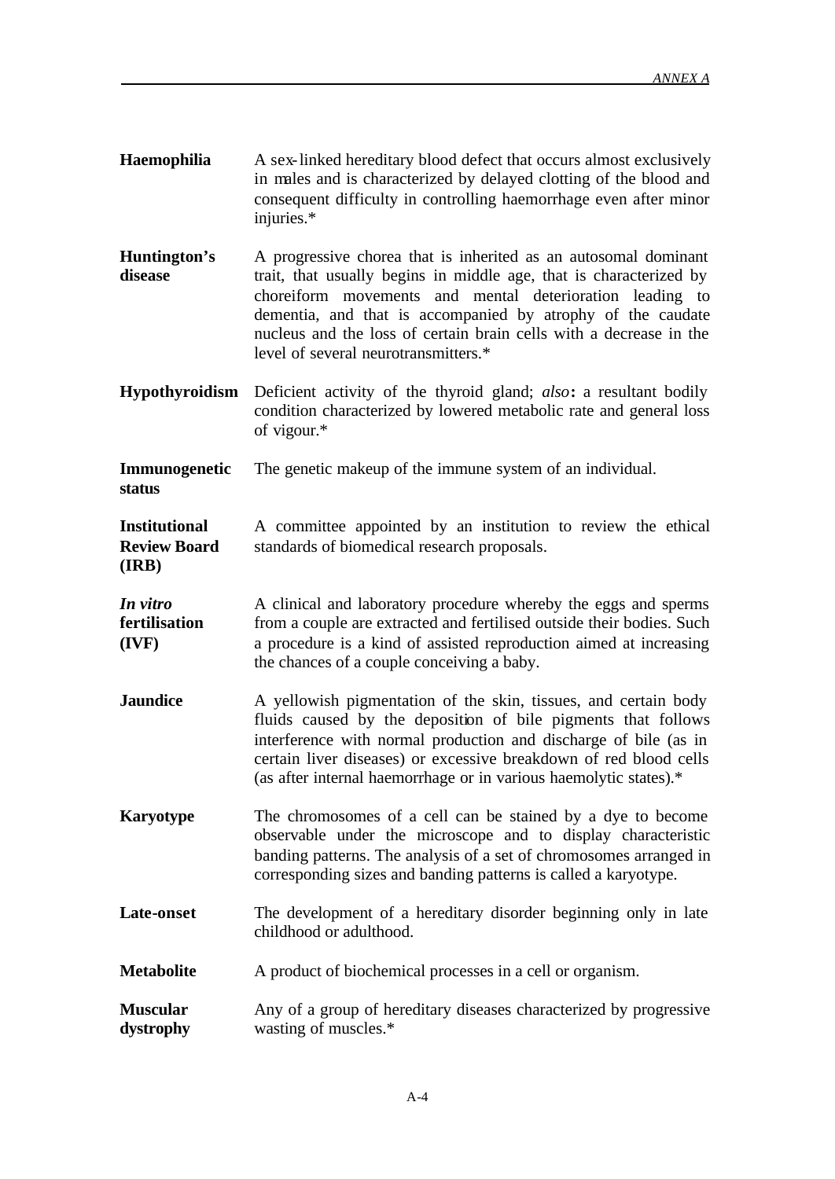**Haemophilia** A sex-linked hereditary blood defect that occurs almost exclusively in males and is characterized by delayed clotting of the blood and consequent difficulty in controlling haemorrhage even after minor injuries.*

**Huntington's disease** A progressive chorea that is inherited as an autosomal dominant trait, that usually begins in middle age, that is characterized by choreiform movements and mental deterioration leading to dementia, and that is accompanied by atrophy of the caudate nucleus and the loss of certain brain cells with a decrease in the level of several neurotransmitters.*

**Hypothyroidism** Deficient activity of the thyroid gland; *also*: a resultant bodily condition characterized by lowered metabolic rate and general loss of vigour.*

**Immunogenetic status** The genetic makeup of the immune system of an individual.

**Institutional Review Board (IRB)** A committee appointed by an institution to review the ethical standards of biomedical research proposals.

***In vitro* fertilisation (IVF)** A clinical and laboratory procedure whereby the eggs and sperms from a couple are extracted and fertilised outside their bodies. Such a procedure is a kind of assisted reproduction aimed at increasing the chances of a couple conceiving a baby.

**Jaundice** A yellowish pigmentation of the skin, tissues, and certain body fluids caused by the deposition of bile pigments that follows interference with normal production and discharge of bile (as in certain liver diseases) or excessive breakdown of red blood cells (as after internal haemorrhage or in various haemolytic states).*

**Karyotype** The chromosomes of a cell can be stained by a dye to become observable under the microscope and to display characteristic banding patterns. The analysis of a set of chromosomes arranged in corresponding sizes and banding patterns is called a karyotype.

**Late-onset** The development of a hereditary disorder beginning only in late childhood or adulthood.

**Metabolite** A product of biochemical processes in a cell or organism.

**Muscular dystrophy** Any of a group of hereditary diseases characterized by progressive wasting of muscles.*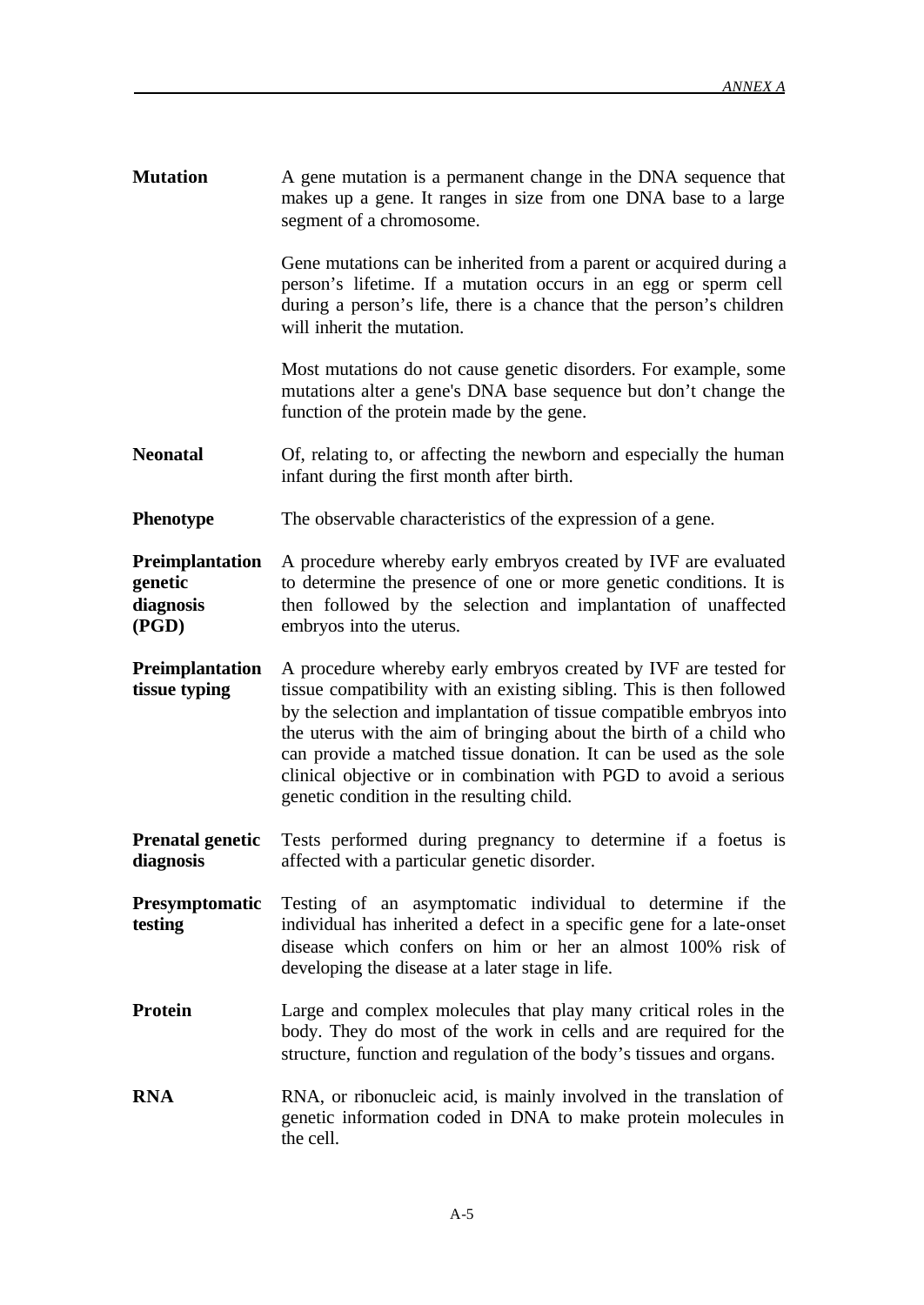**Mutation** A gene mutation is a permanent change in the DNA sequence that makes up a gene. It ranges in size from one DNA base to a large segment of a chromosome.

Gene mutations can be inherited from a parent or acquired during a person's lifetime. If a mutation occurs in an egg or sperm cell during a person's life, there is a chance that the person's children will inherit the mutation.

Most mutations do not cause genetic disorders. For example, some mutations alter a gene's DNA base sequence but don't change the function of the protein made by the gene.

**Neonatal** Of, relating to, or affecting the newborn and especially the human infant during the first month after birth.

**Phenotype** The observable characteristics of the expression of a gene.

**Preimplantation genetic diagnosis (PGD)** A procedure whereby early embryos created by IVF are evaluated to determine the presence of one or more genetic conditions. It is then followed by the selection and implantation of unaffected embryos into the uterus.

**Preimplantation tissue typing** A procedure whereby early embryos created by IVF are tested for tissue compatibility with an existing sibling. This is then followed by the selection and implantation of tissue compatible embryos into the uterus with the aim of bringing about the birth of a child who can provide a matched tissue donation. It can be used as the sole clinical objective or in combination with PGD to avoid a serious genetic condition in the resulting child.

**Prenatal genetic diagnosis** Tests performed during pregnancy to determine if a foetus is affected with a particular genetic disorder.

**Presymptomatic testing** Testing of an asymptomatic individual to determine if the individual has inherited a defect in a specific gene for a late-onset disease which confers on him or her an almost 100% risk of developing the disease at a later stage in life.

**Protein** Large and complex molecules that play many critical roles in the body. They do most of the work in cells and are required for the structure, function and regulation of the body's tissues and organs.

**RNA** RNA, or ribonucleic acid, is mainly involved in the translation of genetic information coded in DNA to make protein molecules in the cell.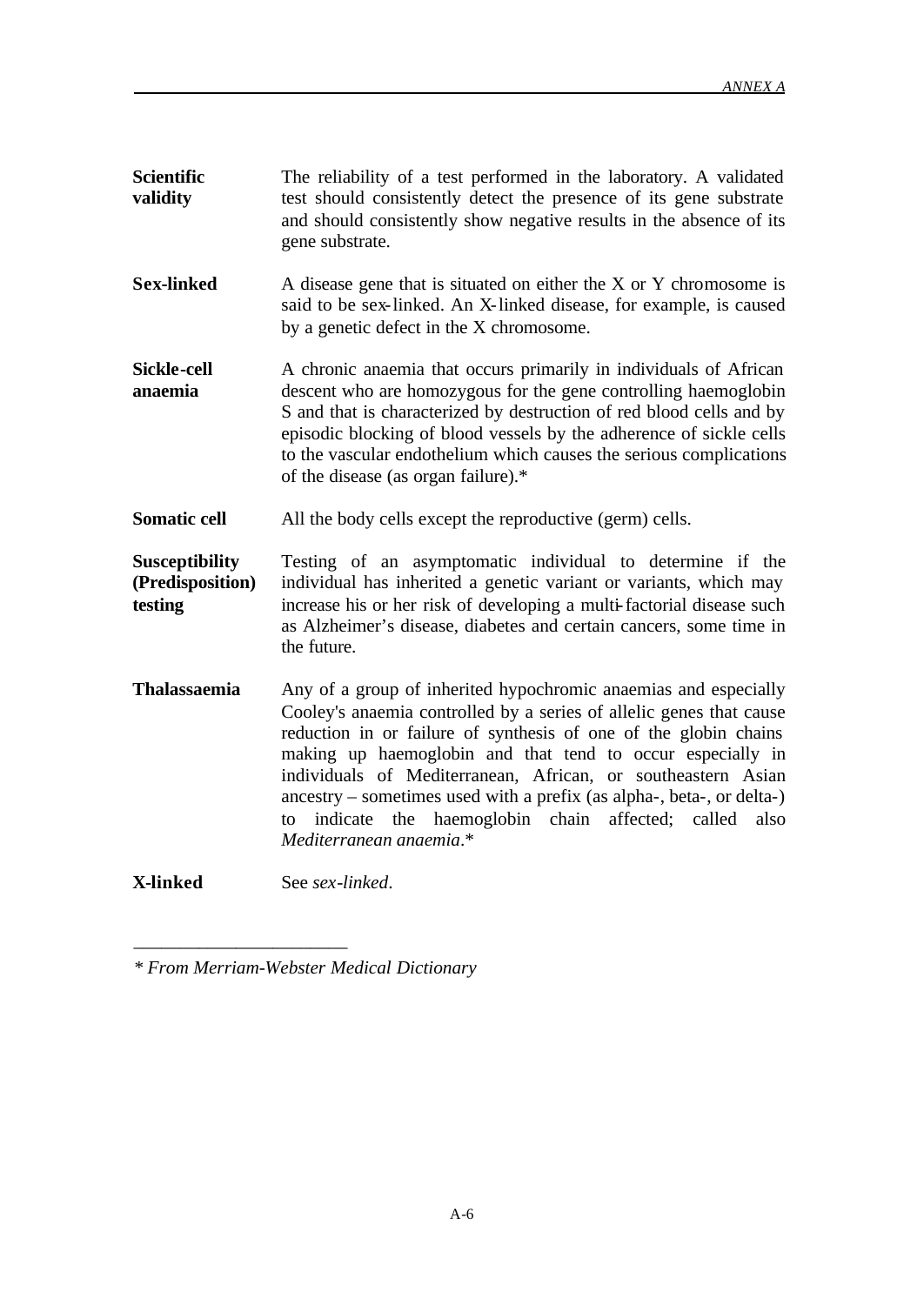**Scientific validity** The reliability of a test performed in the laboratory. A validated test should consistently detect the presence of its gene substrate and should consistently show negative results in the absence of its gene substrate.

**Sex-linked** A disease gene that is situated on either the X or Y chromosome is said to be sex-linked. An X-linked disease, for example, is caused by a genetic defect in the X chromosome.

**Sickle-cell anaemia** A chronic anaemia that occurs primarily in individuals of African descent who are homozygous for the gene controlling haemoglobin S and that is characterized by destruction of red blood cells and by episodic blocking of blood vessels by the adherence of sickle cells to the vascular endothelium which causes the serious complications of the disease (as organ failure).*

**Somatic cell** All the body cells except the reproductive (germ) cells.

**Susceptibility (Predisposition) testing** Testing of an asymptomatic individual to determine if the individual has inherited a genetic variant or variants, which may increase his or her risk of developing a multi-factorial disease such as Alzheimer's disease, diabetes and certain cancers, some time in the future.

**Thalassaemia** Any of a group of inherited hypochromic anaemias and especially Cooley's anaemia controlled by a series of allelic genes that cause reduction in or failure of synthesis of one of the globin chains making up haemoglobin and that tend to occur especially in individuals of Mediterranean, African, or southeastern Asian ancestry – sometimes used with a prefix (as alpha-, beta-, or delta-) to indicate the haemoglobin chain affected; called also *Mediterranean anaemia*.*

**X-linked** See *sex-linked*.

---

*\* From Merriam-Webster Medical Dictionary*